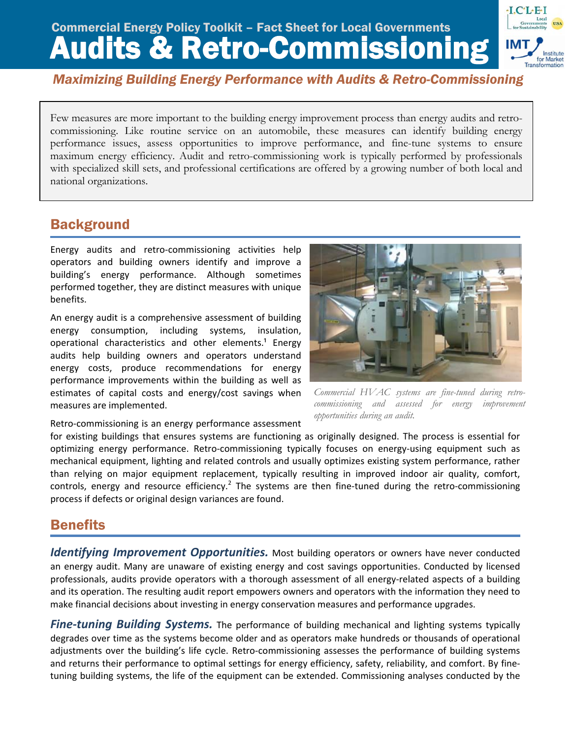Commercial Energy Policy Toolkit – Fact Sheet for Local Governments

# Audits & Retro-Commissioning

*Maximizing Building Energy Performance with Audits & Retro-Commissioning*

Few measures are more important to the building energy improvement process than energy audits and retro-commissioning. Like routine service on an automobile, these measures can identify building energy performance issues, assess opportunities to improve performance, and fine-tune systems to ensure maximum energy efficiency. Audit and retro-commissioning work is typically performed by professionals with specialized skill sets, and professional certifications are offered by a growing number of both local and national organizations.

## Background

Energy audits and retro-commissioning activities help operators and building owners identify and improve a building's energy performance. Although sometimes performed together, they are distinct measures with unique benefits.

An energy audit is a comprehensive assessment of building energy consumption, including systems, insulation, operational characteristics and other elements.[1] Energy audits help building owners and operators understand energy costs, produce recommendations for energy performance improvements within the building as well as estimates of capital costs and energy/cost savings when measures are implemented.

*Commercial HVAC systems are fine-tuned during retro-commissioning and assessed for energy improvement opportunities during an audit.*

Retro-commissioning is an energy performance assessment for existing buildings that ensures systems are functioning as originally designed. The process is essential for optimizing energy performance. Retro-commissioning typically focuses on energy-using equipment such as mechanical equipment, lighting and related controls and usually optimizes existing system performance, rather than relying on major equipment replacement, typically resulting in improved indoor air quality, comfort, controls, energy and resource efficiency.[2] The systems are then fine-tuned during the retro-commissioning process if defects or original design variances are found.

## Benefits

***Identifying Improvement Opportunities.*** Most building operators or owners have never conducted an energy audit. Many are unaware of existing energy and cost savings opportunities. Conducted by licensed professionals, audits provide operators with a thorough assessment of all energy-related aspects of a building and its operation. The resulting audit report empowers owners and operators with the information they need to make financial decisions about investing in energy conservation measures and performance upgrades.

***Fine-tuning Building Systems.*** The performance of building mechanical and lighting systems typically degrades over time as the systems become older and as operators make hundreds or thousands of operational adjustments over the building's life cycle. Retro-commissioning assesses the performance of building systems and returns their performance to optimal settings for energy efficiency, safety, reliability, and comfort. By fine-tuning building systems, the life of the equipment can be extended. Commissioning analyses conducted by the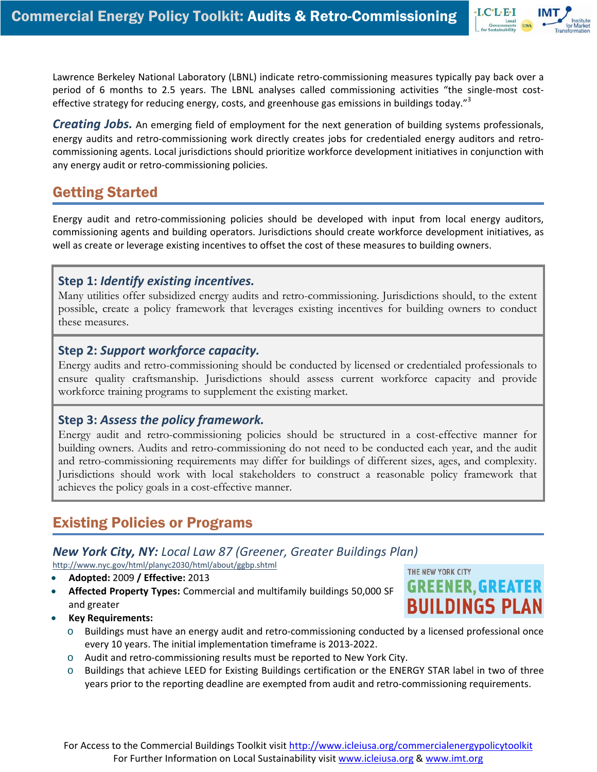Lawrence Berkeley National Laboratory (LBNL) indicate retro-commissioning measures typically pay back over a period of 6 months to 2.5 years. The LBNL analyses called commissioning activities "the single-most cost-effective strategy for reducing energy, costs, and greenhouse gas emissions in buildings today."[3]

***Creating Jobs.*** An emerging field of employment for the next generation of building systems professionals, energy audits and retro-commissioning work directly creates jobs for credentialed energy auditors and retro-commissioning agents. Local jurisdictions should prioritize workforce development initiatives in conjunction with any energy audit or retro-commissioning policies.

## Getting Started

Energy audit and retro-commissioning policies should be developed with input from local energy auditors, commissioning agents and building operators. Jurisdictions should create workforce development initiatives, as well as create or leverage existing incentives to offset the cost of these measures to building owners.

**Step 1: *Identify existing incentives.***
Many utilities offer subsidized energy audits and retro-commissioning. Jurisdictions should, to the extent possible, create a policy framework that leverages existing incentives for building owners to conduct these measures.

**Step 2: *Support workforce capacity.***
Energy audits and retro-commissioning should be conducted by licensed or credentialed professionals to ensure quality craftsmanship. Jurisdictions should assess current workforce capacity and provide workforce training programs to supplement the existing market.

**Step 3: *Assess the policy framework.***
Energy audit and retro-commissioning policies should be structured in a cost-effective manner for building owners. Audits and retro-commissioning do not need to be conducted each year, and the audit and retro-commissioning requirements may differ for buildings of different sizes, ages, and complexity. Jurisdictions should work with local stakeholders to construct a reasonable policy framework that achieves the policy goals in a cost-effective manner.

## Existing Policies or Programs

### *New York City, NY: Local Law 87 (Greener, Greater Buildings Plan)*

http://www.nyc.gov/html/planyc2030/html/about/ggbp.shtml

- **Adopted:** 2009 **/ Effective:** 2013
- **Affected Property Types:** Commercial and multifamily buildings 50,000 SF and greater
- **Key Requirements:**
  - Buildings must have an energy audit and retro-commissioning conducted by a licensed professional once every 10 years. The initial implementation timeframe is 2013-2022.
  - Audit and retro-commissioning results must be reported to New York City.
  - Buildings that achieve LEED for Existing Buildings certification or the ENERGY STAR label in two of three years prior to the reporting deadline are exempted from audit and retro-commissioning requirements.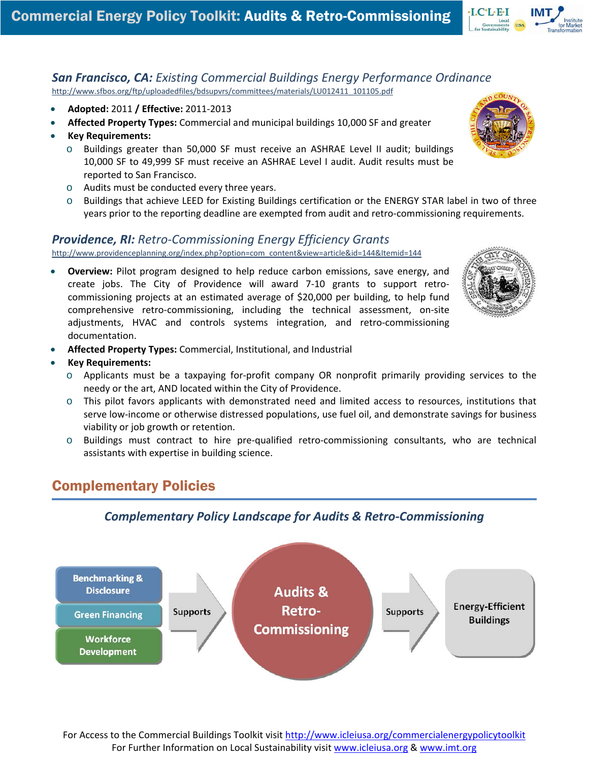### ***San Francisco, CA:*** *Existing Commercial Buildings Energy Performance Ordinance*

http://www.sfbos.org/ftp/uploadedfiles/bdsupvrs/committees/materials/LU012411_101105.pdf

- **Adopted:** 2011 **/ Effective:** 2011-2013
- **Affected Property Types:** Commercial and municipal buildings 10,000 SF and greater
- **Key Requirements:**
  - Buildings greater than 50,000 SF must receive an ASHRAE Level II audit; buildings 10,000 SF to 49,999 SF must receive an ASHRAE Level I audit. Audit results must be reported to San Francisco.
  - Audits must be conducted every three years.
  - Buildings that achieve LEED for Existing Buildings certification or the ENERGY STAR label in two of three years prior to the reporting deadline are exempted from audit and retro-commissioning requirements.

### ***Providence, RI:*** *Retro-Commissioning Energy Efficiency Grants*

http://www.providenceplanning.org/index.php?option=com_content&view=article&id=144&Itemid=144

- **Overview:** Pilot program designed to help reduce carbon emissions, save energy, and create jobs. The City of Providence will award 7-10 grants to support retro-commissioning projects at an estimated average of $20,000 per building, to help fund comprehensive retro-commissioning, including the technical assessment, on-site adjustments, HVAC and controls systems integration, and retro-commissioning documentation.
- **Affected Property Types:** Commercial, Institutional, and Industrial
- **Key Requirements:**
  - Applicants must be a taxpaying for-profit company OR nonprofit primarily providing services to the needy or the art, AND located within the City of Providence.
  - This pilot favors applicants with demonstrated need and limited access to resources, institutions that serve low-income or otherwise distressed populations, use fuel oil, and demonstrate savings for business viability or job growth or retention.
  - Buildings must contract to hire pre-qualified retro-commissioning consultants, who are technical assistants with expertise in building science.

## Complementary Policies

***Complementary Policy Landscape for Audits & Retro-Commissioning***

Benchmarking & Disclosure / Green Financing / Workforce Development → Supports → **Audits & Retro-Commissioning** → Supports → Energy-Efficient Buildings

For Access to the Commercial Buildings Toolkit visit http://www.icleiusa.org/commercialenergypolicytoolkit
For Further Information on Local Sustainability visit www.icleiusa.org & www.imt.org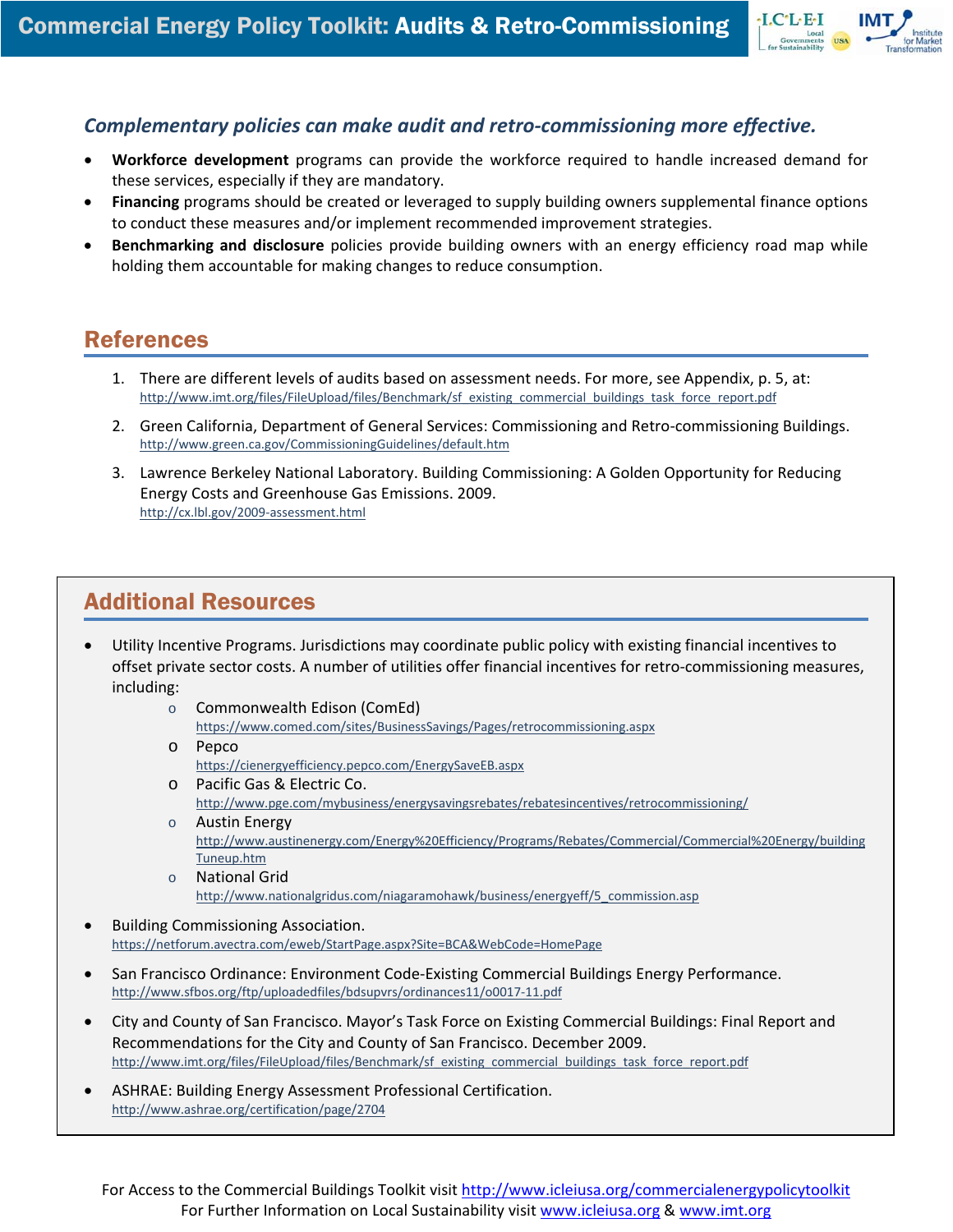### *Complementary policies can make audit and retro-commissioning more effective.*

- **Workforce development** programs can provide the workforce required to handle increased demand for these services, especially if they are mandatory.
- **Financing** programs should be created or leveraged to supply building owners supplemental finance options to conduct these measures and/or implement recommended improvement strategies.
- **Benchmarking and disclosure** policies provide building owners with an energy efficiency road map while holding them accountable for making changes to reduce consumption.

## References

1. There are different levels of audits based on assessment needs. For more, see Appendix, p. 5, at: http://www.imt.org/files/FileUpload/files/Benchmark/sf_existing_commercial_buildings_task_force_report.pdf
2. Green California, Department of General Services: Commissioning and Retro-commissioning Buildings. http://www.green.ca.gov/CommissioningGuidelines/default.htm
3. Lawrence Berkeley National Laboratory. Building Commissioning: A Golden Opportunity for Reducing Energy Costs and Greenhouse Gas Emissions. 2009. http://cx.lbl.gov/2009-assessment.html

## Additional Resources

- Utility Incentive Programs. Jurisdictions may coordinate public policy with existing financial incentives to offset private sector costs. A number of utilities offer financial incentives for retro-commissioning measures, including:
  - Commonwealth Edison (ComEd)
    https://www.comed.com/sites/BusinessSavings/Pages/retrocommissioning.aspx
  - Pepco
    https://cienergyefficiency.pepco.com/EnergySaveEB.aspx
  - Pacific Gas & Electric Co.
    http://www.pge.com/mybusiness/energysavingsrebates/rebatesincentives/retrocommissioning/
  - Austin Energy
    http://www.austinenergy.com/Energy%20Efficiency/Programs/Rebates/Commercial/Commercial%20Energy/buildingTuneup.htm
  - National Grid
    http://www.nationalgridus.com/niagaramohawk/business/energyeff/5_commission.asp
- Building Commissioning Association.
  https://netforum.avectra.com/eweb/StartPage.aspx?Site=BCA&WebCode=HomePage
- San Francisco Ordinance: Environment Code-Existing Commercial Buildings Energy Performance.
  http://www.sfbos.org/ftp/uploadedfiles/bdsupvrs/ordinances11/o0017-11.pdf
- City and County of San Francisco. Mayor's Task Force on Existing Commercial Buildings: Final Report and Recommendations for the City and County of San Francisco. December 2009.
  http://www.imt.org/files/FileUpload/files/Benchmark/sf_existing_commercial_buildings_task_force_report.pdf
- ASHRAE: Building Energy Assessment Professional Certification.
  http://www.ashrae.org/certification/page/2704

For Access to the Commercial Buildings Toolkit visit http://www.icleiusa.org/commercialenergypolicytoolkit
For Further Information on Local Sustainability visit www.icleiusa.org & www.imt.org